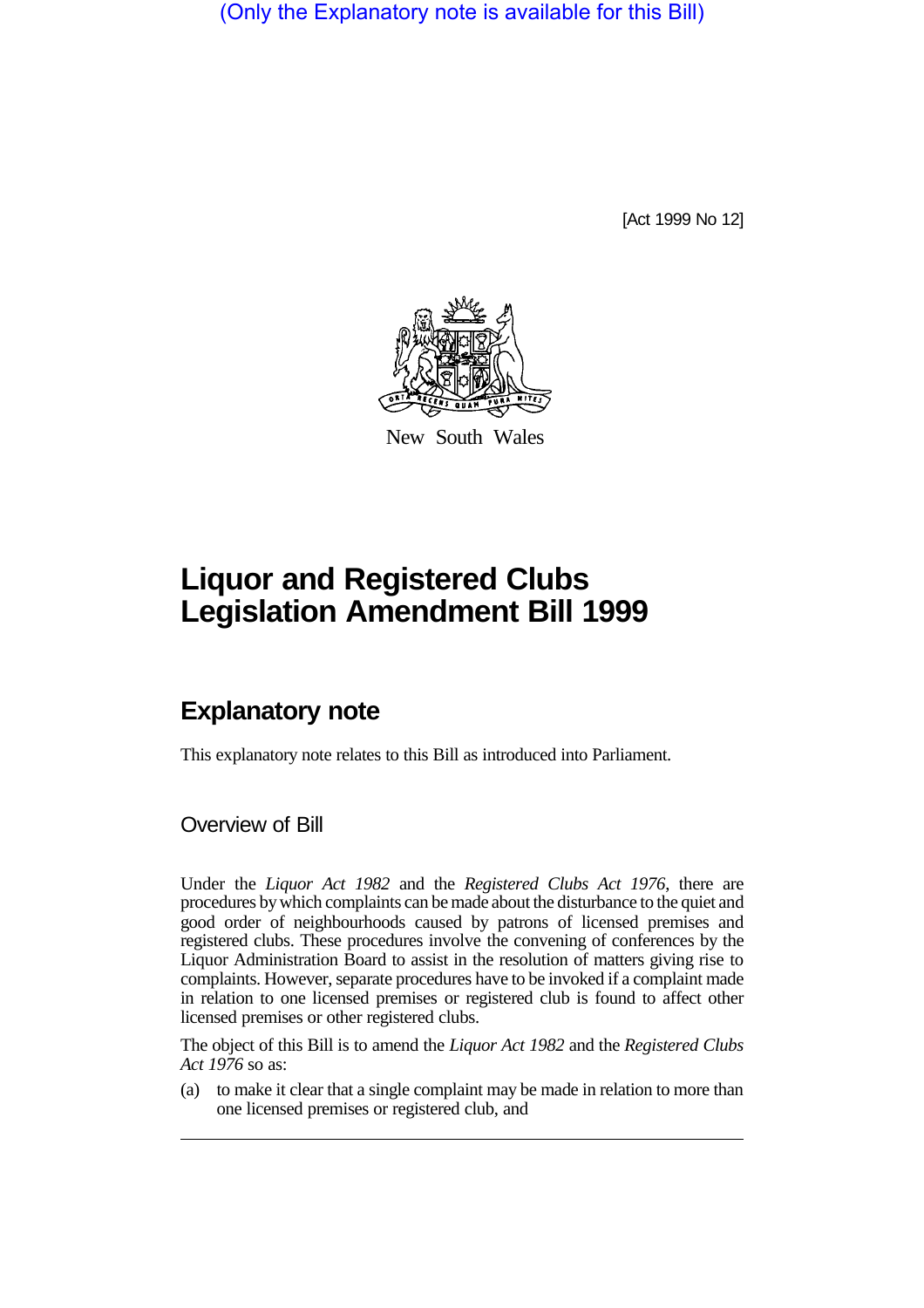(Only the Explanatory note is available for this Bill)

[Act 1999 No 12]

New South Wales

# Liquor and Registered Clubs Legislation Amendment Bill 1999

## Explanatory note

This explanatory note relates to this Bill as introduced into Parliament.

### Overview of Bill

Under the *Liquor Act 1982* and the *Registered Clubs Act 1976*, there are procedures by which complaints can be made about the disturbance to the quiet and good order of neighbourhoods caused by patrons of licensed premises and registered clubs. These procedures involve the convening of conferences by the Liquor Administration Board to assist in the resolution of matters giving rise to complaints. However, separate procedures have to be invoked if a complaint made in relation to one licensed premises or registered club is found to affect other licensed premises or other registered clubs.

The object of this Bill is to amend the *Liquor Act 1982* and the *Registered Clubs Act 1976* so as:

(a) to make it clear that a single complaint may be made in relation to more than one licensed premises or registered club, and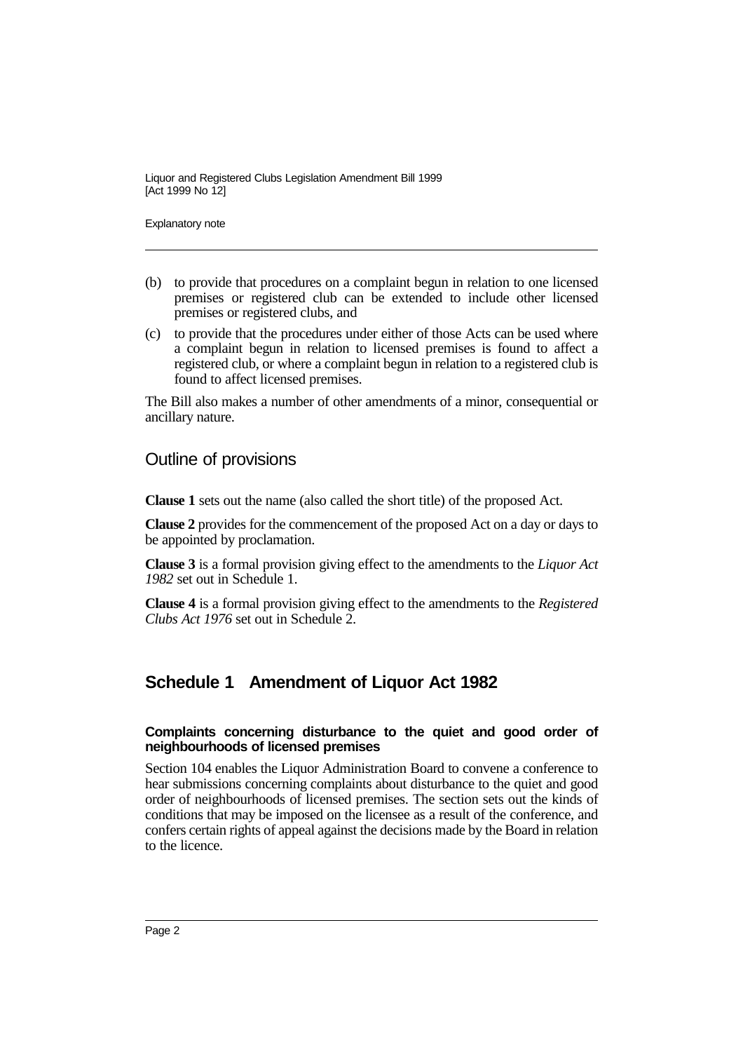(b) to provide that procedures on a complaint begun in relation to one licensed premises or registered club can be extended to include other licensed premises or registered clubs, and

(c) to provide that the procedures under either of those Acts can be used where a complaint begun in relation to licensed premises is found to affect a registered club, or where a complaint begun in relation to a registered club is found to affect licensed premises.

The Bill also makes a number of other amendments of a minor, consequential or ancillary nature.

## Outline of provisions

**Clause 1** sets out the name (also called the short title) of the proposed Act.

**Clause 2** provides for the commencement of the proposed Act on a day or days to be appointed by proclamation.

**Clause 3** is a formal provision giving effect to the amendments to the *Liquor Act 1982* set out in Schedule 1.

**Clause 4** is a formal provision giving effect to the amendments to the *Registered Clubs Act 1976* set out in Schedule 2.

## Schedule 1 Amendment of Liquor Act 1982

#### Complaints concerning disturbance to the quiet and good order of neighbourhoods of licensed premises

Section 104 enables the Liquor Administration Board to convene a conference to hear submissions concerning complaints about disturbance to the quiet and good order of neighbourhoods of licensed premises. The section sets out the kinds of conditions that may be imposed on the licensee as a result of the conference, and confers certain rights of appeal against the decisions made by the Board in relation to the licence.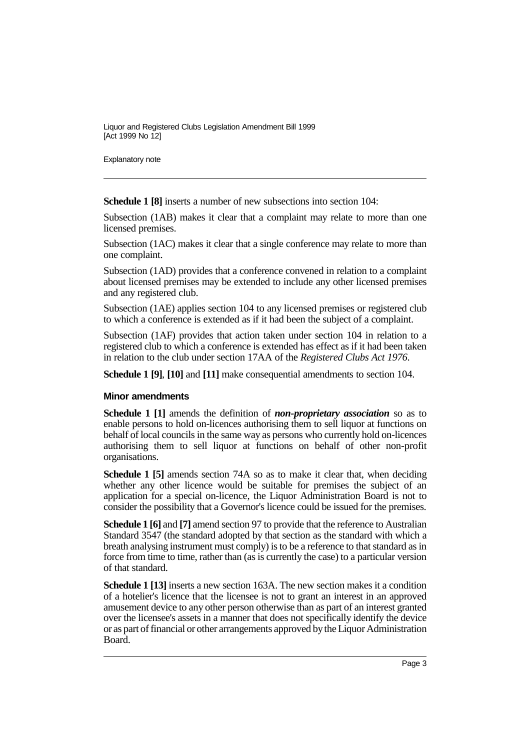**Schedule 1 [8]** inserts a number of new subsections into section 104:

Subsection (1AB) makes it clear that a complaint may relate to more than one licensed premises.

Subsection (1AC) makes it clear that a single conference may relate to more than one complaint.

Subsection (1AD) provides that a conference convened in relation to a complaint about licensed premises may be extended to include any other licensed premises and any registered club.

Subsection (1AE) applies section 104 to any licensed premises or registered club to which a conference is extended as if it had been the subject of a complaint.

Subsection (1AF) provides that action taken under section 104 in relation to a registered club to which a conference is extended has effect as if it had been taken in relation to the club under section 17AA of the *Registered Clubs Act 1976*.

**Schedule 1 [9]**, **[10]** and **[11]** make consequential amendments to section 104.

### Minor amendments

**Schedule 1 [1]** amends the definition of ***non-proprietary association*** so as to enable persons to hold on-licences authorising them to sell liquor at functions on behalf of local councils in the same way as persons who currently hold on-licences authorising them to sell liquor at functions on behalf of other non-profit organisations.

**Schedule 1 [5]** amends section 74A so as to make it clear that, when deciding whether any other licence would be suitable for premises the subject of an application for a special on-licence, the Liquor Administration Board is not to consider the possibility that a Governor's licence could be issued for the premises.

**Schedule 1 [6]** and **[7]** amend section 97 to provide that the reference to Australian Standard 3547 (the standard adopted by that section as the standard with which a breath analysing instrument must comply) is to be a reference to that standard as in force from time to time, rather than (as is currently the case) to a particular version of that standard.

**Schedule 1 [13]** inserts a new section 163A. The new section makes it a condition of a hotelier's licence that the licensee is not to grant an interest in an approved amusement device to any other person otherwise than as part of an interest granted over the licensee's assets in a manner that does not specifically identify the device or as part of financial or other arrangements approved by the Liquor Administration Board.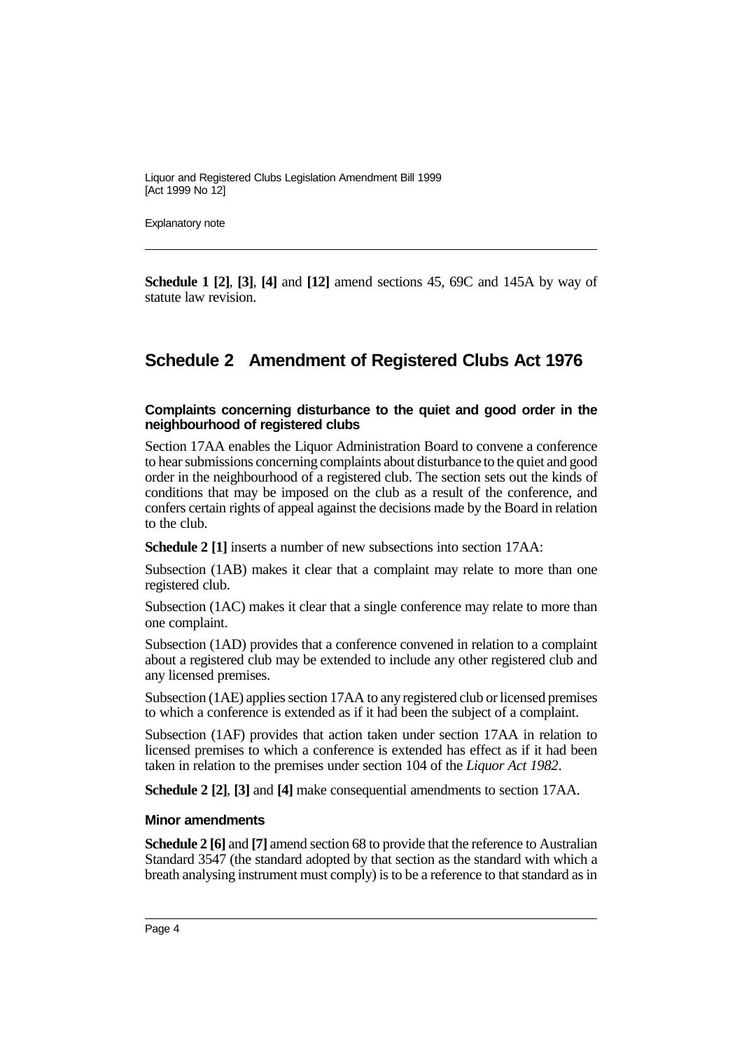**Schedule 1 [2]**, **[3]**, **[4]** and **[12]** amend sections 45, 69C and 145A by way of statute law revision.

## Schedule 2 Amendment of Registered Clubs Act 1976

#### Complaints concerning disturbance to the quiet and good order in the neighbourhood of registered clubs

Section 17AA enables the Liquor Administration Board to convene a conference to hear submissions concerning complaints about disturbance to the quiet and good order in the neighbourhood of a registered club. The section sets out the kinds of conditions that may be imposed on the club as a result of the conference, and confers certain rights of appeal against the decisions made by the Board in relation to the club.

**Schedule 2 [1]** inserts a number of new subsections into section 17AA:

Subsection (1AB) makes it clear that a complaint may relate to more than one registered club.

Subsection (1AC) makes it clear that a single conference may relate to more than one complaint.

Subsection (1AD) provides that a conference convened in relation to a complaint about a registered club may be extended to include any other registered club and any licensed premises.

Subsection (1AE) applies section 17AA to any registered club or licensed premises to which a conference is extended as if it had been the subject of a complaint.

Subsection (1AF) provides that action taken under section 17AA in relation to licensed premises to which a conference is extended has effect as if it had been taken in relation to the premises under section 104 of the *Liquor Act 1982*.

**Schedule 2 [2]**, **[3]** and **[4]** make consequential amendments to section 17AA.

#### Minor amendments

**Schedule 2 [6]** and **[7]** amend section 68 to provide that the reference to Australian Standard 3547 (the standard adopted by that section as the standard with which a breath analysing instrument must comply) is to be a reference to that standard as in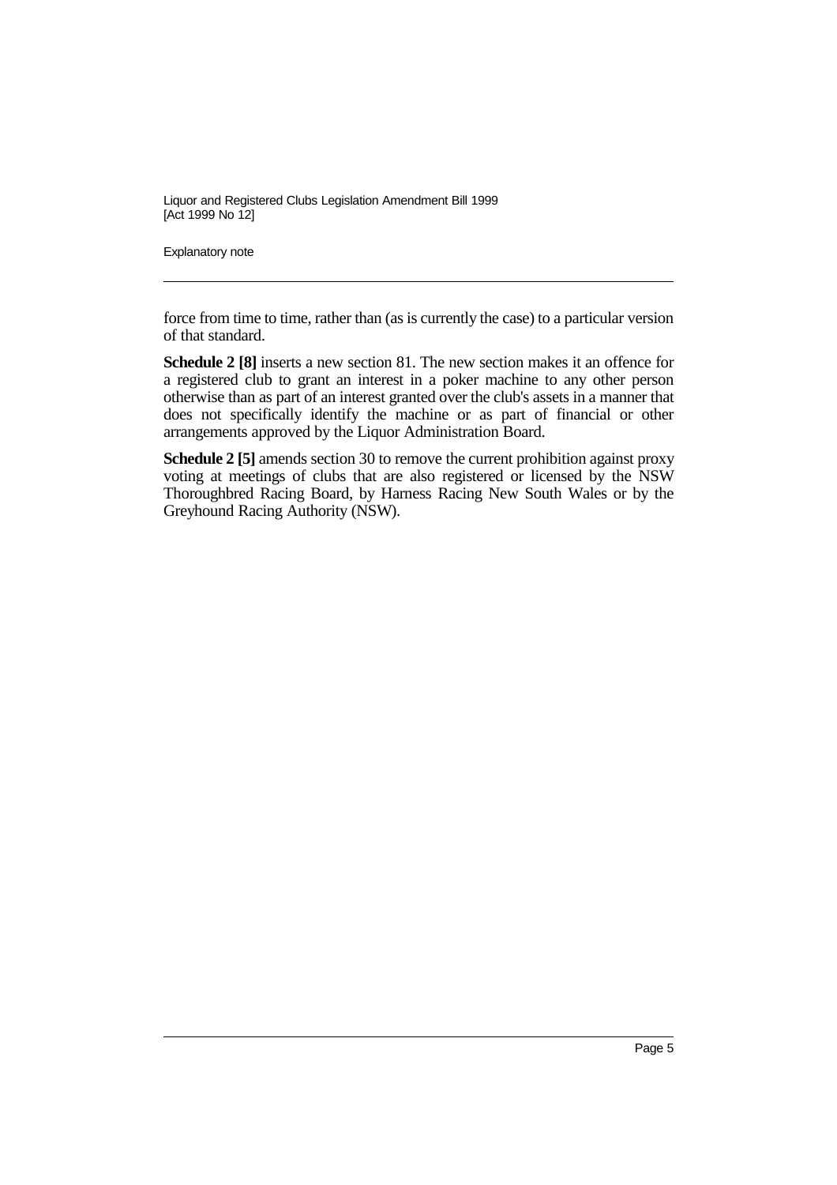force from time to time, rather than (as is currently the case) to a particular version of that standard.

**Schedule 2 [8]** inserts a new section 81. The new section makes it an offence for a registered club to grant an interest in a poker machine to any other person otherwise than as part of an interest granted over the club's assets in a manner that does not specifically identify the machine or as part of financial or other arrangements approved by the Liquor Administration Board.

**Schedule 2 [5]** amends section 30 to remove the current prohibition against proxy voting at meetings of clubs that are also registered or licensed by the NSW Thoroughbred Racing Board, by Harness Racing New South Wales or by the Greyhound Racing Authority (NSW).